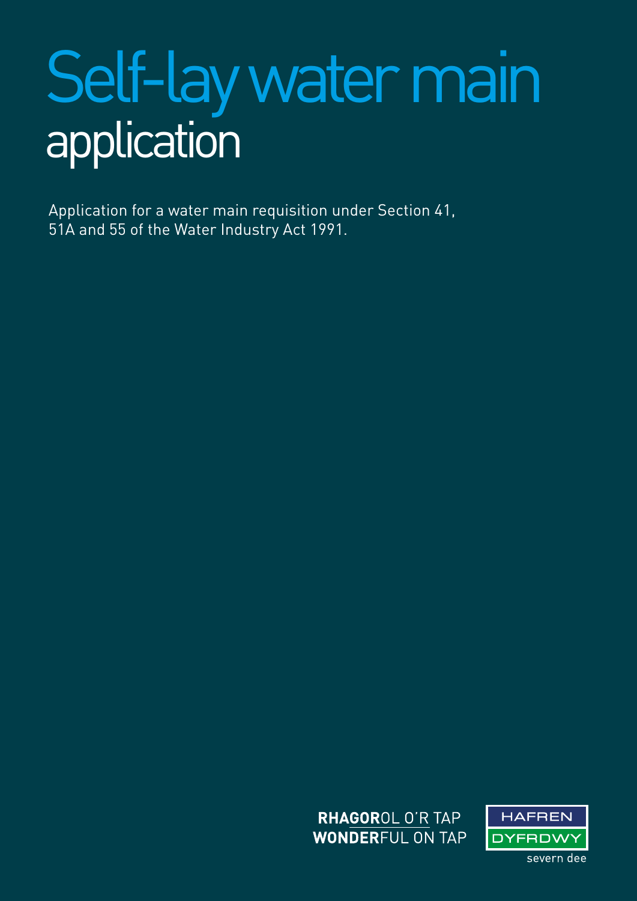# Self-lay water main application

Application for a water main requisition under Section 41, 51A and 55 of the Water Industry Act 1991.

**RHAGOR**OL O'R TAP
**WONDER**FUL ON TAP

HAFREN
DYFRDWY
severn dee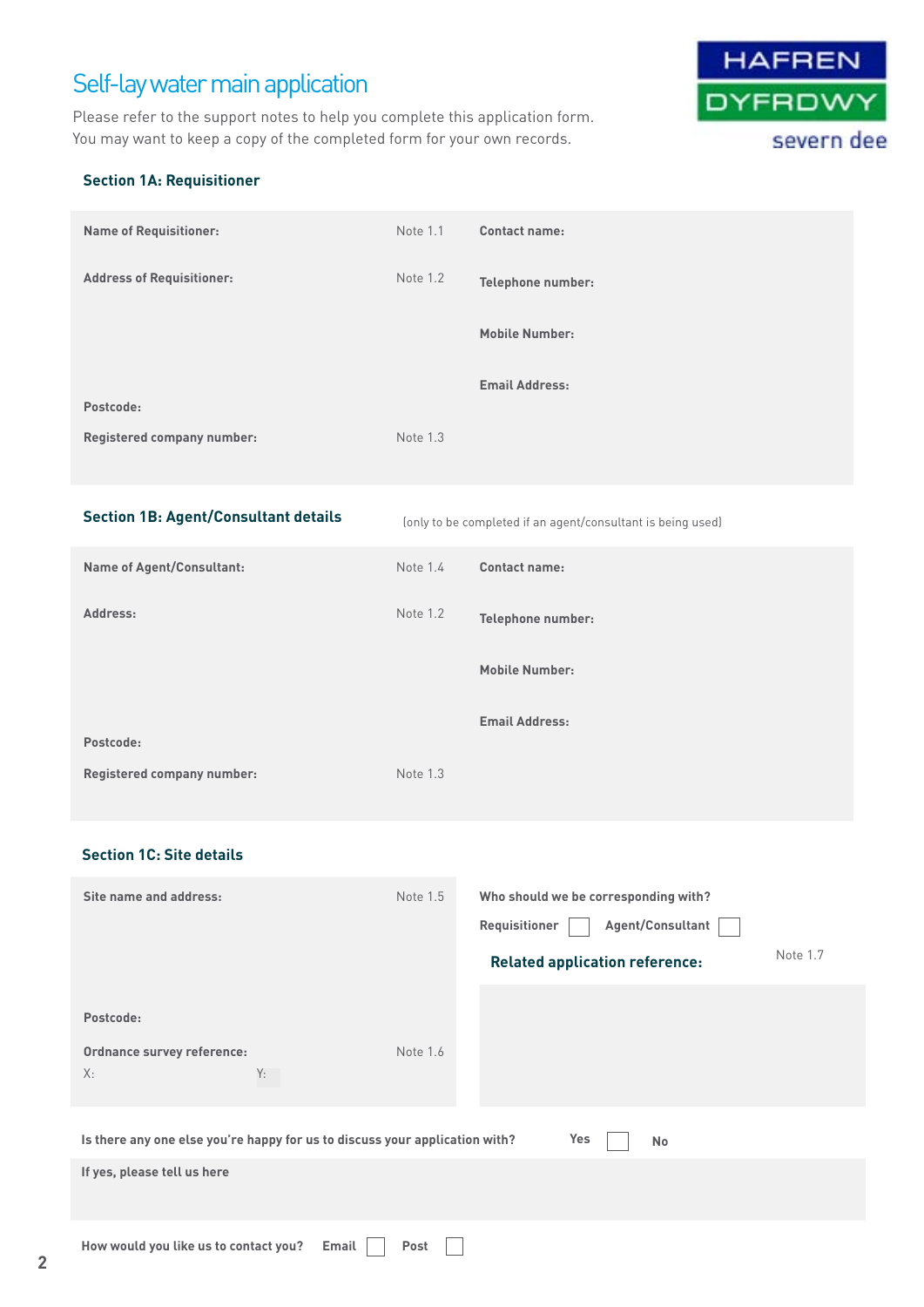# Self-lay water main application

Please refer to the support notes to help you complete this application form.
You may want to keep a copy of the completed form for your own records.

HAFREN DYFRDWY
severn dee

### Section 1A: Requisitioner

**Name of Requisitioner:** Note 1.1

**Address of Requisitioner:** Note 1.2

**Postcode:**

**Registered company number:** Note 1.3

**Contact name:**

**Telephone number:**

**Mobile Number:**

**Email Address:**

### Section 1B: Agent/Consultant details

(only to be completed if an agent/consultant is being used)

**Name of Agent/Consultant:** Note 1.4

**Address:** Note 1.2

**Postcode:**

**Registered company number:** Note 1.3

**Contact name:**

**Telephone number:**

**Mobile Number:**

**Email Address:**

### Section 1C: Site details

**Site name and address:** Note 1.5

**Postcode:**

**Ordnance survey reference:** Note 1.6

X: Y:

**Who should we be corresponding with?**

Requisitioner ☐ Agent/Consultant ☐

**Related application reference:** Note 1.7

**Is there any one else you're happy for us to discuss your application with?** Yes ☐ No

**If yes, please tell us here**

**How would you like us to contact you?** Email ☐ Post ☐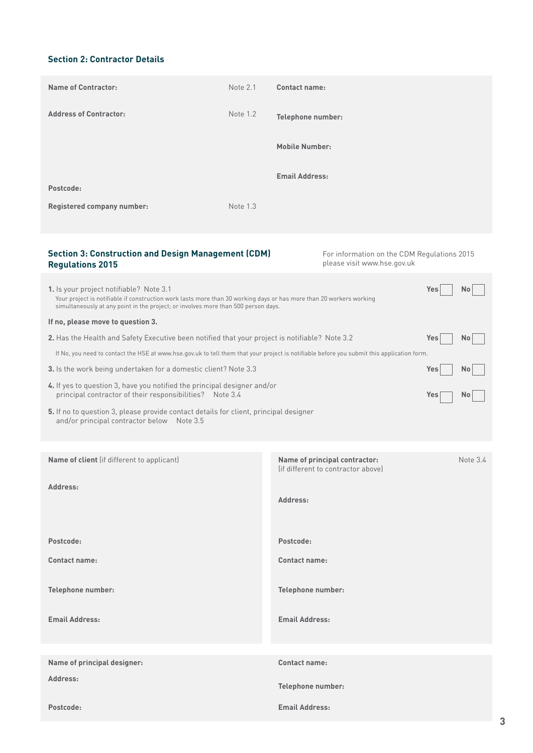## Section 2: Contractor Details

**Name of Contractor:** Note 2.1

**Contact name:**

**Address of Contractor:** Note 1.2

**Telephone number:**

**Mobile Number:**

**Email Address:**

**Postcode:**

**Registered company number:** Note 1.3

## Section 3: Construction and Design Management (CDM) Regulations 2015

For information on the CDM Regulations 2015 please visit www.hse.gov.uk

**1.** Is your project notifiable? Note 3.1 **Yes** ☐ **No** ☐

Your project is notifiable if construction work lasts more than 30 working days or has more than 20 workers working simultaneously at any point in the project; or involves more than 500 person days.

**If no, please move to question 3.**

**2.** Has the Health and Safety Executive been notified that your project is notifiable? Note 3.2 **Yes** ☐ **No** ☐

If No, you need to contact the HSE at www.hse.gov.uk to tell them that your project is notifiable before you submit this application form.

**3.** Is the work being undertaken for a domestic client? Note 3.3 **Yes** ☐ **No** ☐

**4.** If yes to question 3, have you notified the principal designer and/or principal contractor of their responsibilities? Note 3.4 **Yes** ☐ **No** ☐

**5.** If no to question 3, please provide contact details for client, principal designer and/or principal contractor below Note 3.5

**Name of client** (if different to applicant)

**Address:**

**Postcode:**

**Contact name:**

**Telephone number:**

**Email Address:**

**Name of principal contractor:** (if different to contractor above) Note 3.4

**Address:**

**Postcode:**

**Contact name:**

**Telephone number:**

**Email Address:**

**Name of principal designer:**

**Address:**

**Postcode:**

**Contact name:**

**Telephone number:**

**Email Address:**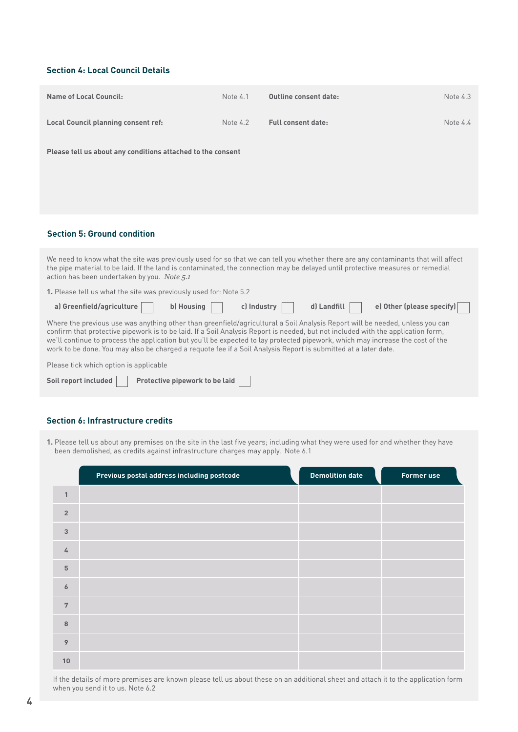## Section 4: Local Council Details

| | | | |
|---|---|---|---|
| **Name of Local Council:** | Note 4.1 | **Outline consent date:** | Note 4.3 |
| **Local Council planning consent ref:** | Note 4.2 | **Full consent date:** | Note 4.4 |

**Please tell us about any conditions attached to the consent**

## Section 5: Ground condition

We need to know what the site was previously used for so that we can tell you whether there are any contaminants that will affect the pipe material to be laid. If the land is contaminated, the connection may be delayed until protective measures or remedial action has been undertaken by you. *Note 5.1*

**1.** Please tell us what the site was previously used for: Note 5.2

**a) Greenfield/agriculture** ☐ **b) Housing** ☐ **c) Industry** ☐ **d) Landfill** ☐ **e) Other (please specify)** ☐

Where the previous use was anything other than greenfield/agricultural a Soil Analysis Report will be needed, unless you can confirm that protective pipework is to be laid. If a Soil Analysis Report is needed, but not included with the application form, we'll continue to process the application but you'll be expected to lay protected pipework, which may increase the cost of the work to be done. You may also be charged a requote fee if a Soil Analysis Report is submitted at a later date.

Please tick which option is applicable

**Soil report included** ☐ **Protective pipework to be laid** ☐

## Section 6: Infrastructure credits

**1.** Please tell us about any premises on the site in the last five years; including what they were used for and whether they have been demolished, as credits against infrastructure charges may apply. Note 6.1

| | Previous postal address including postcode | Demolition date | Former use |
|---|---|---|---|
| 1 | | | |
| 2 | | | |
| 3 | | | |
| 4 | | | |
| 5 | | | |
| 6 | | | |
| 7 | | | |
| 8 | | | |
| 9 | | | |
| 10 | | | |

If the details of more premises are known please tell us about these on an additional sheet and attach it to the application form when you send it to us. Note 6.2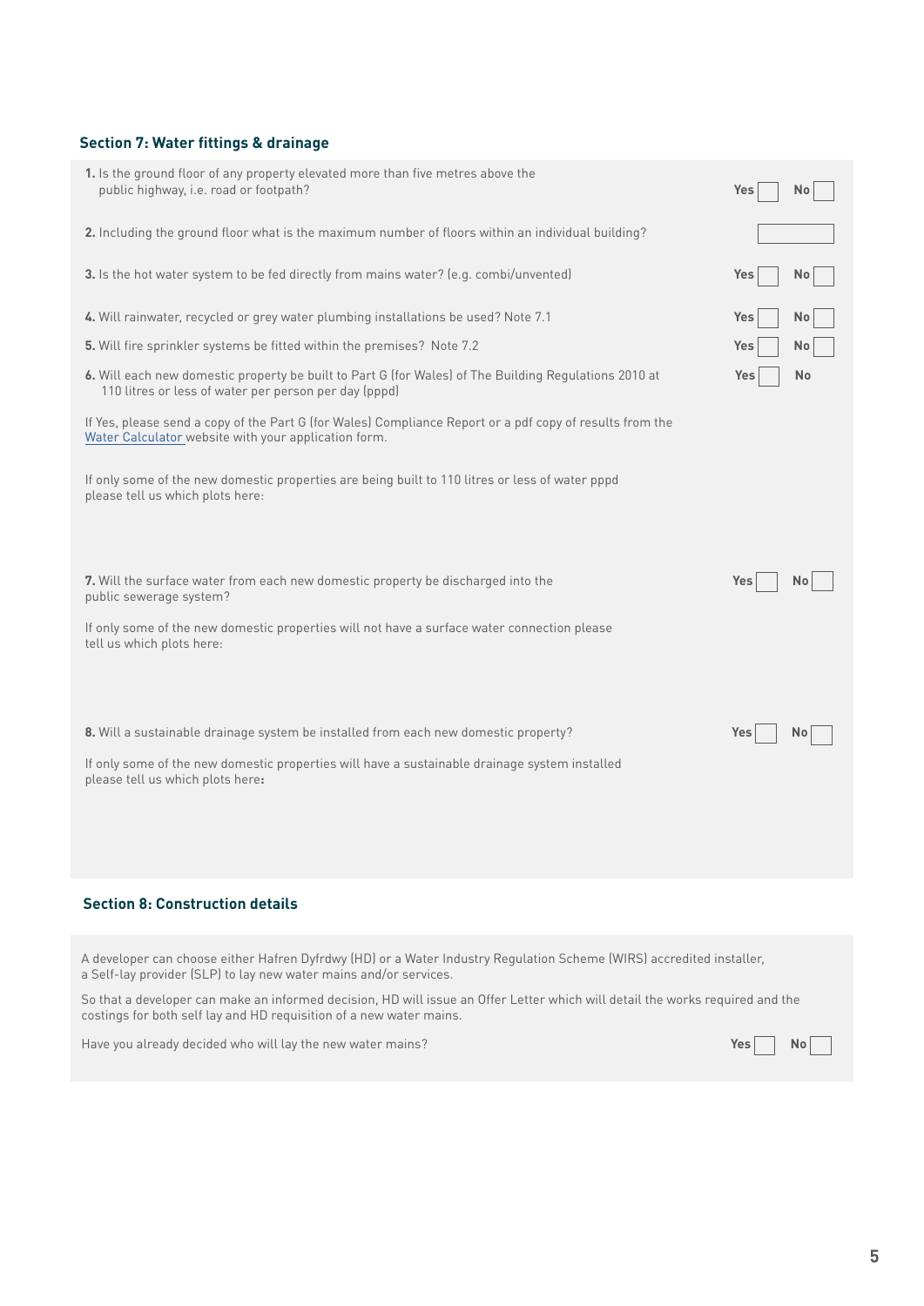## Section 7: Water fittings & drainage

1. Is the ground floor of any property elevated more than five metres above the public highway, i.e. road or footpath? Yes ☐ No ☐

2. Including the ground floor what is the maximum number of floors within an individual building? ☐

3. Is the hot water system to be fed directly from mains water? (e.g. combi/unvented) Yes ☐ No ☐

4. Will rainwater, recycled or grey water plumbing installations be used? Note 7.1 Yes ☐ No ☐

5. Will fire sprinkler systems be fitted within the premises? Note 7.2 Yes ☐ No ☐

6. Will each new domestic property be built to Part G (for Wales) of The Building Regulations 2010 at 110 litres or less of water per person per day (pppd) Yes ☐ No

If Yes, please send a copy of the Part G (for Wales) Compliance Report or a pdf copy of results from the [Water Calculator](#) website with your application form.

If only some of the new domestic properties are being built to 110 litres or less of water pppd please tell us which plots here:

7. Will the surface water from each new domestic property be discharged into the public sewerage system? Yes ☐ No ☐

If only some of the new domestic properties will not have a surface water connection please tell us which plots here:

8. Will a sustainable drainage system be installed from each new domestic property? Yes ☐ No ☐

If only some of the new domestic properties will have a sustainable drainage system installed please tell us which plots here:

## Section 8: Construction details

A developer can choose either Hafren Dyfrdwy (HD) or a Water Industry Regulation Scheme (WIRS) accredited installer, a Self-lay provider (SLP) to lay new water mains and/or services.

So that a developer can make an informed decision, HD will issue an Offer Letter which will detail the works required and the costings for both self lay and HD requisition of a new water mains.

Have you already decided who will lay the new water mains? Yes ☐ No ☐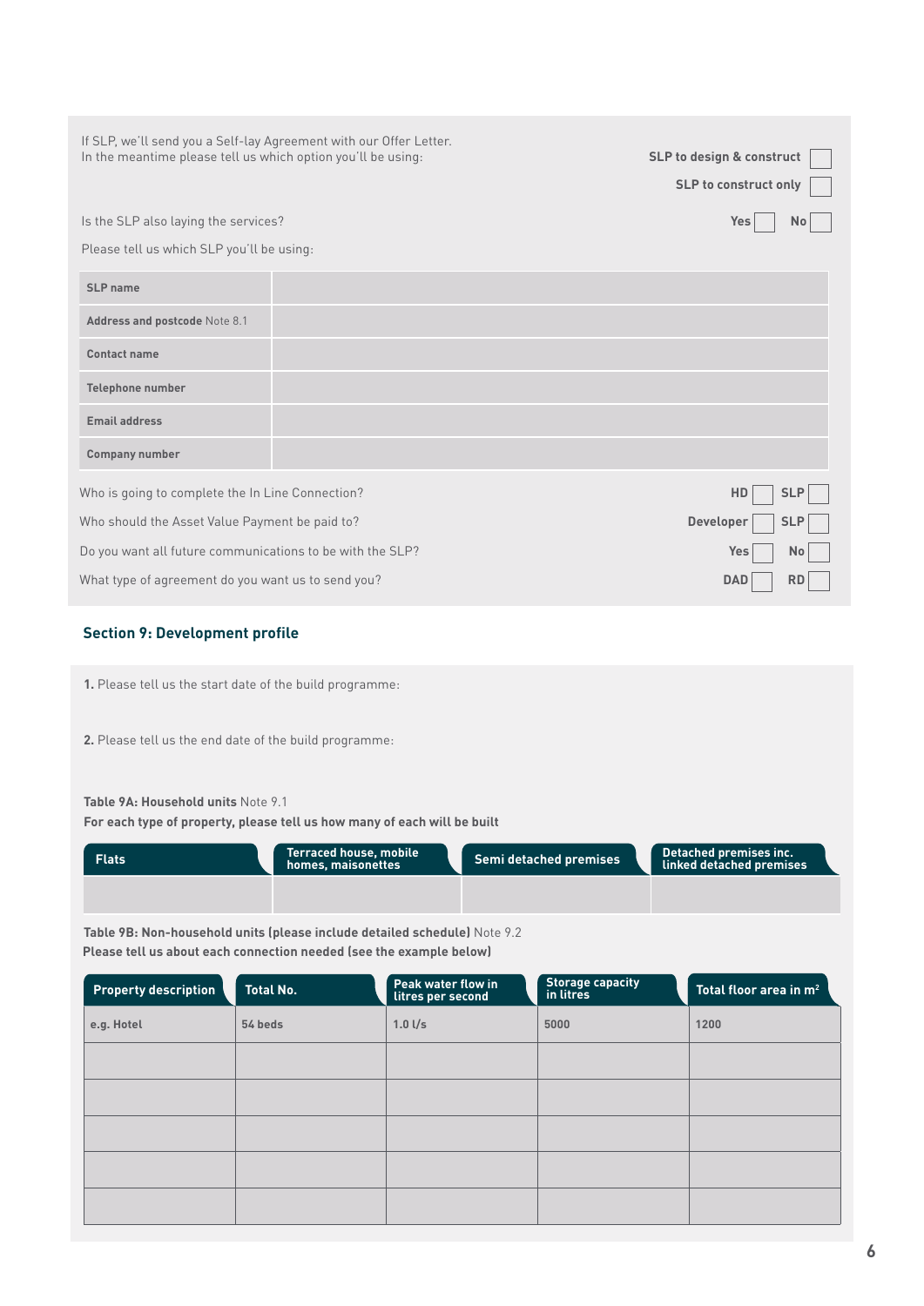If SLP, we'll send you a Self-lay Agreement with our Offer Letter.
In the meantime please tell us which option you'll be using:

SLP to design & construct ☐

SLP to construct only ☐

Is the SLP also laying the services? Yes ☐ No ☐

Please tell us which SLP you'll be using:

| | |
|---|---|
| **SLP name** | |
| **Address and postcode** Note 8.1 | |
| **Contact name** | |
| **Telephone number** | |
| **Email address** | |
| **Company number** | |

Who is going to complete the In Line Connection? HD ☐ SLP ☐

Who should the Asset Value Payment be paid to? Developer ☐ SLP ☐

Do you want all future communications to be with the SLP? Yes ☐ No ☐

What type of agreement do you want us to send you? DAD ☐ RD ☐

## Section 9: Development profile

**1.** Please tell us the start date of the build programme:

**2.** Please tell us the end date of the build programme:

**Table 9A: Household units** Note 9.1
**For each type of property, please tell us how many of each will be built**

| Flats | Terraced house, mobile homes, maisonettes | Semi detached premises | Detached premises inc. linked detached premises |
|---|---|---|---|
| | | | |

**Table 9B: Non-household units (please include detailed schedule)** Note 9.2
**Please tell us about each connection needed (see the example below)**

| Property description | Total No. | Peak water flow in litres per second | Storage capacity in litres | Total floor area in $m^2$ |
|---|---|---|---|---|
| e.g. Hotel | 54 beds | 1.0 l/s | 5000 | 1200 |
| | | | | |
| | | | | |
| | | | | |
| | | | | |
| | | | | |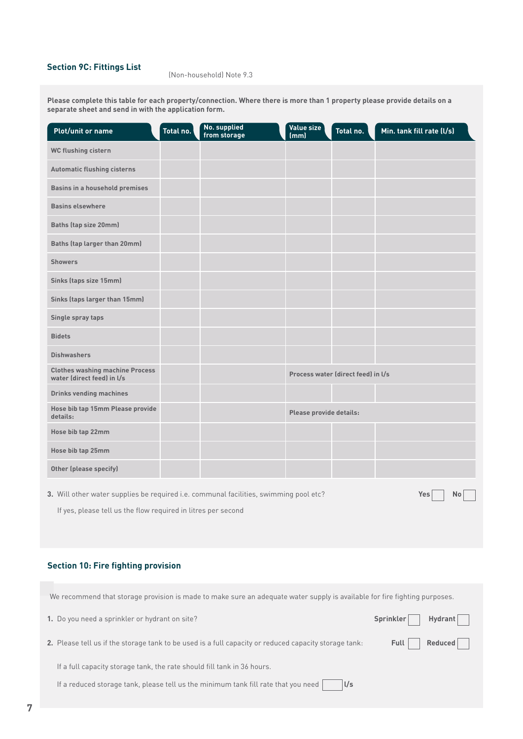## Section 9C: Fittings List

(Non-household) Note 9.3

**Please complete this table for each property/connection. Where there is more than 1 property please provide details on a separate sheet and send in with the application form.**

| Plot/unit or name | Total no. | No. supplied from storage | Value size (mm) | Total no. | Min. tank fill rate (l/s) |
|---|---|---|---|---|---|
| WC flushing cistern | | | | | |
| Automatic flushing cisterns | | | | | |
| Basins in a household premises | | | | | |
| Basins elsewhere | | | | | |
| Baths (tap size 20mm) | | | | | |
| Baths (tap larger than 20mm) | | | | | |
| Showers | | | | | |
| Sinks (taps size 15mm) | | | | | |
| Sinks (taps larger than 15mm) | | | | | |
| Single spray taps | | | | | |
| Bidets | | | | | |
| Dishwashers | | | | | |
| Clothes washing machine Process water (direct feed) in l/s | | | Process water (direct feed) in l/s | | |
| Drinks vending machines | | | | | |
| Hose bib tap 15mm Please provide details: | | | Please provide details: | | |
| Hose bib tap 22mm | | | | | |
| Hose bib tap 25mm | | | | | |
| Other (please specify) | | | | | |

**3.** Will other water supplies be required i.e. communal facilities, swimming pool etc? **Yes** ☐ **No** ☐

If yes, please tell us the flow required in litres per second

## Section 10: Fire fighting provision

We recommend that storage provision is made to make sure an adequate water supply is available for fire fighting purposes.

**1.** Do you need a sprinkler or hydrant on site? **Sprinkler** ☐ **Hydrant** ☐

**2.** Please tell us if the storage tank to be used is a full capacity or reduced capacity storage tank: **Full** ☐ **Reduced** ☐

If a full capacity storage tank, the rate should fill tank in 36 hours.

If a reduced storage tank, please tell us the minimum tank fill rate that you need ☐ **l/s**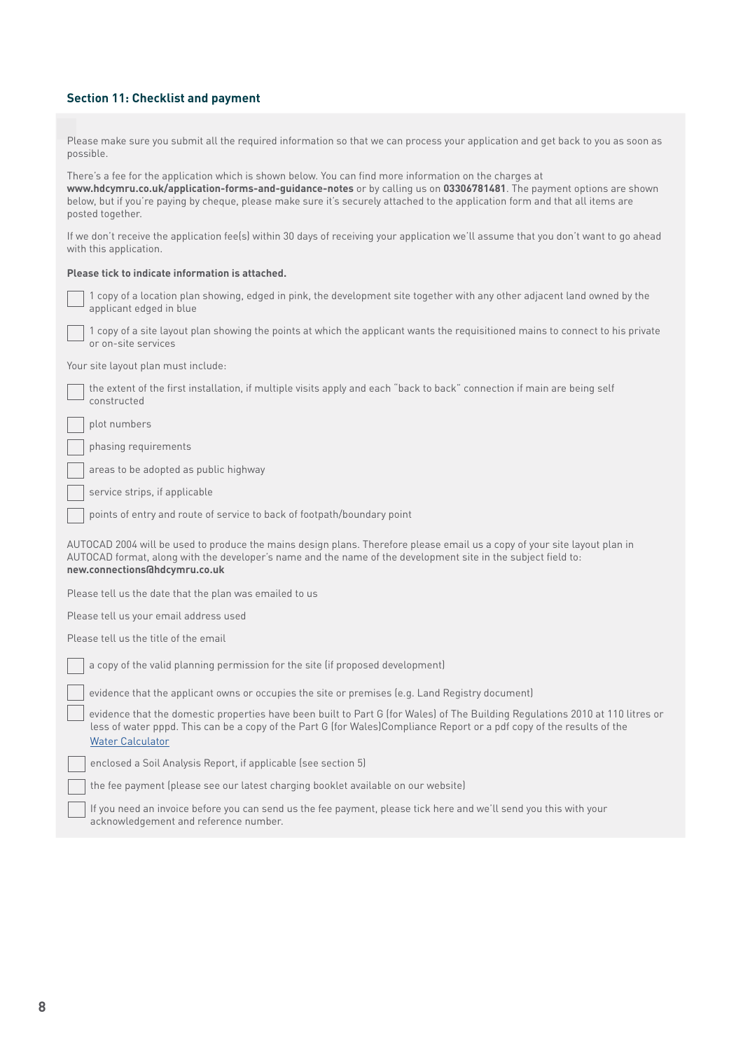## Section 11: Checklist and payment

Please make sure you submit all the required information so that we can process your application and get back to you as soon as possible.

There's a fee for the application which is shown below. You can find more information on the charges at **www.hdcymru.co.uk/application-forms-and-guidance-notes** or by calling us on **03306781481**. The payment options are shown below, but if you're paying by cheque, please make sure it's securely attached to the application form and that all items are posted together.

If we don't receive the application fee(s) within 30 days of receiving your application we'll assume that you don't want to go ahead with this application.

**Please tick to indicate information is attached.**

- [ ] 1 copy of a location plan showing, edged in pink, the development site together with any other adjacent land owned by the applicant edged in blue
- [ ] 1 copy of a site layout plan showing the points at which the applicant wants the requisitioned mains to connect to his private or on-site services

Your site layout plan must include:

- [ ] the extent of the first installation, if multiple visits apply and each "back to back" connection if main are being self constructed
- [ ] plot numbers
- [ ] phasing requirements
- [ ] areas to be adopted as public highway
- [ ] service strips, if applicable
- [ ] points of entry and route of service to back of footpath/boundary point

AUTOCAD 2004 will be used to produce the mains design plans. Therefore please email us a copy of your site layout plan in AUTOCAD format, along with the developer's name and the name of the development site in the subject field to: **new.connections@hdcymru.co.uk**

Please tell us the date that the plan was emailed to us

Please tell us your email address used

Please tell us the title of the email

- [ ] a copy of the valid planning permission for the site (if proposed development)
- [ ] evidence that the applicant owns or occupies the site or premises (e.g. Land Registry document)
- [ ] evidence that the domestic properties have been built to Part G (for Wales) of The Building Regulations 2010 at 110 litres or less of water pppd. This can be a copy of the Part G (for Wales)Compliance Report or a pdf copy of the results of the Water Calculator
- [ ] enclosed a Soil Analysis Report, if applicable (see section 5)
- [ ] the fee payment (please see our latest charging booklet available on our website)
- [ ] If you need an invoice before you can send us the fee payment, please tick here and we'll send you this with your acknowledgement and reference number.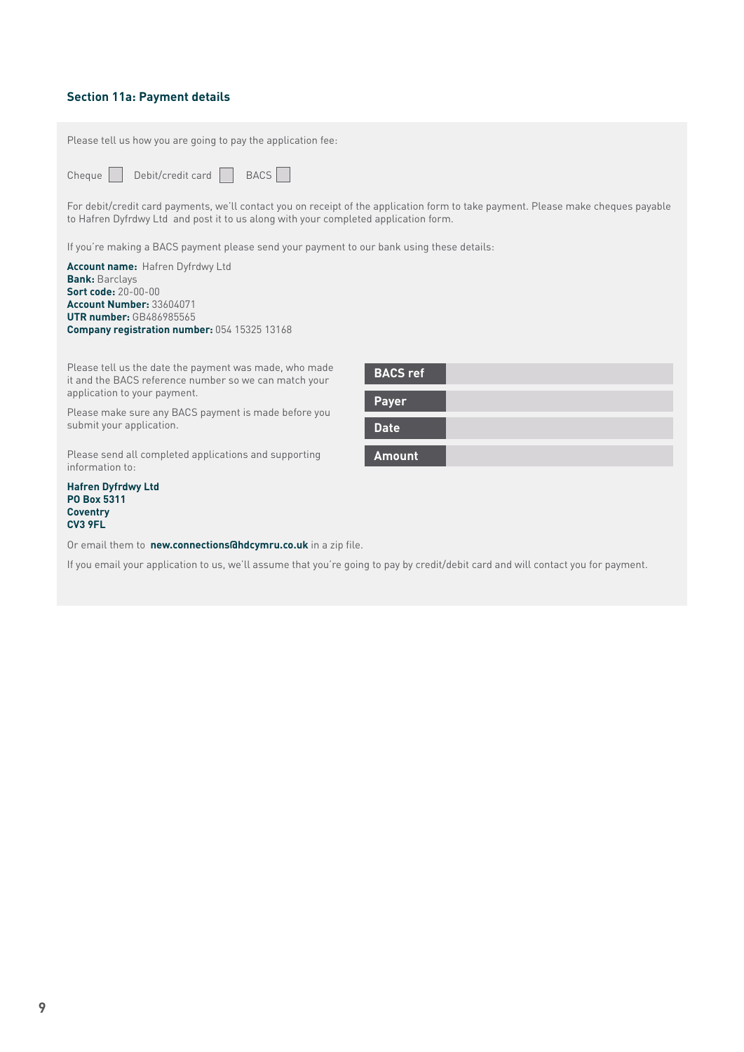## Section 11a: Payment details

Please tell us how you are going to pay the application fee:

Cheque ☐ Debit/credit card ☐ BACS ☐

For debit/credit card payments, we'll contact you on receipt of the application form to take payment. Please make cheques payable to Hafren Dyfrdwy Ltd and post it to us along with your completed application form.

If you're making a BACS payment please send your payment to our bank using these details:

**Account name:** Hafren Dyfrdwy Ltd
**Bank:** Barclays
**Sort code:** 20-00-00
**Account Number:** 33604071
**UTR number:** GB486985565
**Company registration number:** 054 15325 13168

Please tell us the date the payment was made, who made it and the BACS reference number so we can match your application to your payment.

Please make sure any BACS payment is made before you submit your application.

| | |
|---|---|
| **BACS ref** | |
| **Payer** | |
| **Date** | |
| **Amount** | |

Please send all completed applications and supporting information to:

**Hafren Dyfrdwy Ltd**
**PO Box 5311**
**Coventry**
**CV3 9FL**

Or email them to **new.connections@hdcymru.co.uk** in a zip file.

If you email your application to us, we'll assume that you're going to pay by credit/debit card and will contact you for payment.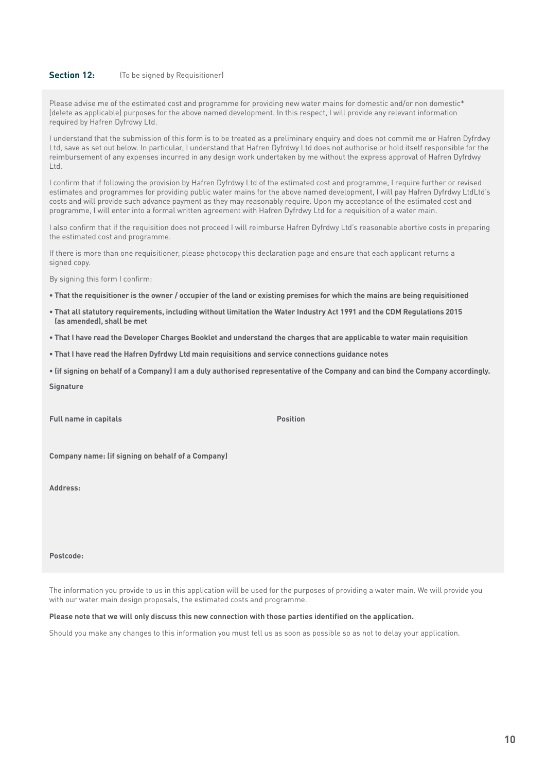**Section 12:** (To be signed by Requisitioner)

Please advise me of the estimated cost and programme for providing new water mains for domestic and/or non domestic* (delete as applicable) purposes for the above named development. In this respect, I will provide any relevant information required by Hafren Dyfrdwy Ltd.

I understand that the submission of this form is to be treated as a preliminary enquiry and does not commit me or Hafren Dyfrdwy Ltd, save as set out below. In particular, I understand that Hafren Dyfrdwy Ltd does not authorise or hold itself responsible for the reimbursement of any expenses incurred in any design work undertaken by me without the express approval of Hafren Dyfrdwy Ltd.

I confirm that if following the provision by Hafren Dyfrdwy Ltd of the estimated cost and programme, I require further or revised estimates and programmes for providing public water mains for the above named development, I will pay Hafren Dyfrdwy LtdLtd's costs and will provide such advance payment as they may reasonably require. Upon my acceptance of the estimated cost and programme, I will enter into a formal written agreement with Hafren Dyfrdwy Ltd for a requisition of a water main.

I also confirm that if the requisition does not proceed I will reimburse Hafren Dyfrdwy Ltd's reasonable abortive costs in preparing the estimated cost and programme.

If there is more than one requisitioner, please photocopy this declaration page and ensure that each applicant returns a signed copy.

By signing this form I confirm:

- **That the requisitioner is the owner / occupier of the land or existing premises for which the mains are being requisitioned**
- **That all statutory requirements, including without limitation the Water Industry Act 1991 and the CDM Regulations 2015 (as amended), shall be met**
- **That I have read the Developer Charges Booklet and understand the charges that are applicable to water main requisition**
- **That I have read the Hafren Dyfrdwy Ltd main requisitions and service connections guidance notes**
- **(if signing on behalf of a Company) I am a duly authorised representative of the Company and can bind the Company accordingly.**

**Signature**

**Full name in capitals** **Position**

**Company name: (if signing on behalf of a Company)**

**Address:**

**Postcode:**

The information you provide to us in this application will be used for the purposes of providing a water main. We will provide you with our water main design proposals, the estimated costs and programme.

**Please note that we will only discuss this new connection with those parties identified on the application.**

Should you make any changes to this information you must tell us as soon as possible so as not to delay your application.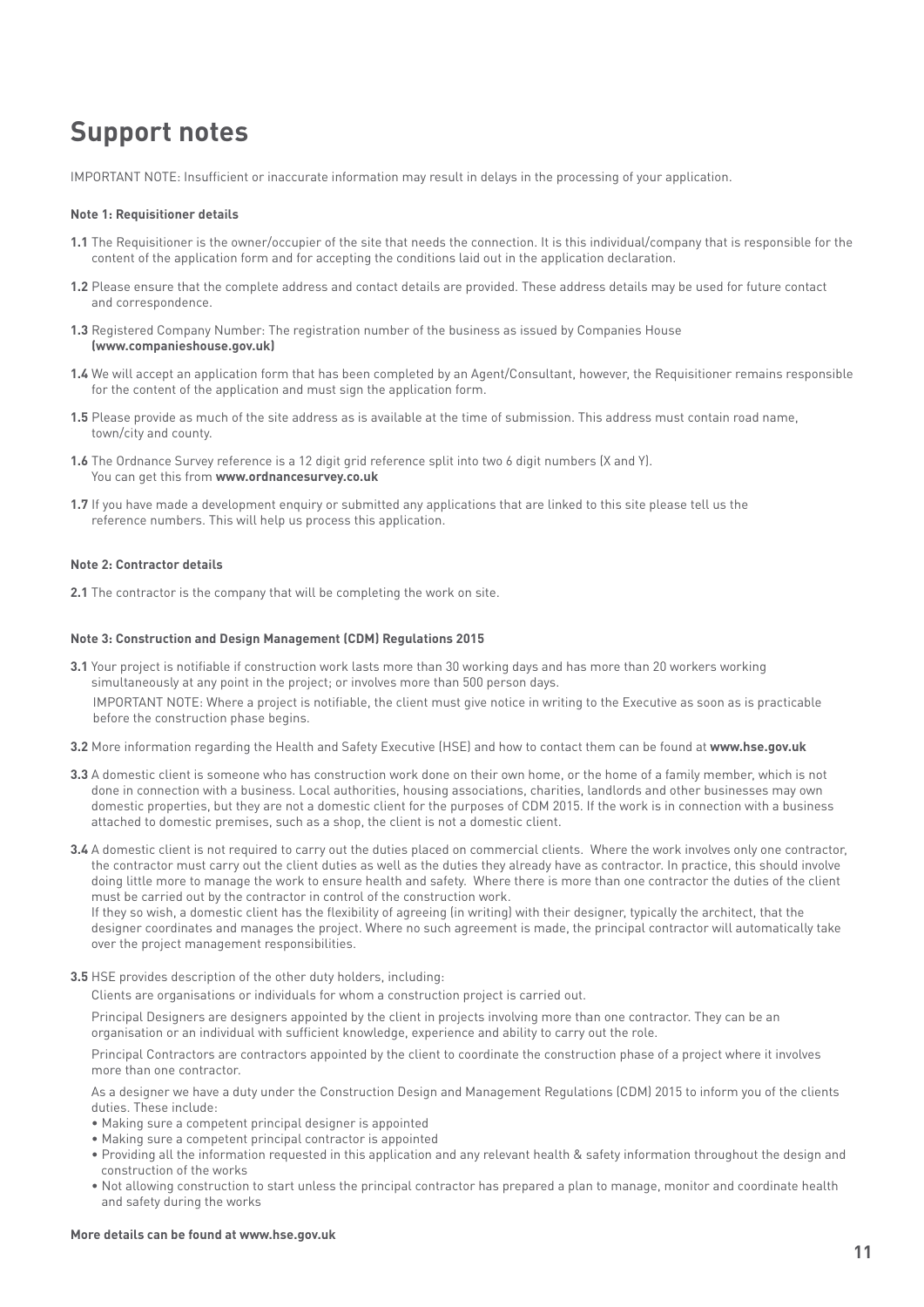# Support notes

IMPORTANT NOTE: Insufficient or inaccurate information may result in delays in the processing of your application.

**Note 1: Requisitioner details**

**1.1** The Requisitioner is the owner/occupier of the site that needs the connection. It is this individual/company that is responsible for the content of the application form and for accepting the conditions laid out in the application declaration.

**1.2** Please ensure that the complete address and contact details are provided. These address details may be used for future contact and correspondence.

**1.3** Registered Company Number: The registration number of the business as issued by Companies House **(www.companieshouse.gov.uk)**

**1.4** We will accept an application form that has been completed by an Agent/Consultant, however, the Requisitioner remains responsible for the content of the application and must sign the application form.

**1.5** Please provide as much of the site address as is available at the time of submission. This address must contain road name, town/city and county.

**1.6** The Ordnance Survey reference is a 12 digit grid reference split into two 6 digit numbers (X and Y). You can get this from **www.ordnancesurvey.co.uk**

**1.7** If you have made a development enquiry or submitted any applications that are linked to this site please tell us the reference numbers. This will help us process this application.

**Note 2: Contractor details**

**2.1** The contractor is the company that will be completing the work on site.

**Note 3: Construction and Design Management (CDM) Regulations 2015**

**3.1** Your project is notifiable if construction work lasts more than 30 working days and has more than 20 workers working simultaneously at any point in the project; or involves more than 500 person days.

IMPORTANT NOTE: Where a project is notifiable, the client must give notice in writing to the Executive as soon as is practicable before the construction phase begins.

**3.2** More information regarding the Health and Safety Executive (HSE) and how to contact them can be found at **www.hse.gov.uk**

**3.3** A domestic client is someone who has construction work done on their own home, or the home of a family member, which is not done in connection with a business. Local authorities, housing associations, charities, landlords and other businesses may own domestic properties, but they are not a domestic client for the purposes of CDM 2015. If the work is in connection with a business attached to domestic premises, such as a shop, the client is not a domestic client.

**3.4** A domestic client is not required to carry out the duties placed on commercial clients. Where the work involves only one contractor, the contractor must carry out the client duties as well as the duties they already have as contractor. In practice, this should involve doing little more to manage the work to ensure health and safety. Where there is more than one contractor the duties of the client must be carried out by the contractor in control of the construction work.
If they so wish, a domestic client has the flexibility of agreeing (in writing) with their designer, typically the architect, that the designer coordinates and manages the project. Where no such agreement is made, the principal contractor will automatically take over the project management responsibilities.

**3.5** HSE provides description of the other duty holders, including:

Clients are organisations or individuals for whom a construction project is carried out.

Principal Designers are designers appointed by the client in projects involving more than one contractor. They can be an organisation or an individual with sufficient knowledge, experience and ability to carry out the role.

Principal Contractors are contractors appointed by the client to coordinate the construction phase of a project where it involves more than one contractor.

As a designer we have a duty under the Construction Design and Management Regulations (CDM) 2015 to inform you of the clients duties. These include:

- Making sure a competent principal designer is appointed
- Making sure a competent principal contractor is appointed
- Providing all the information requested in this application and any relevant health & safety information throughout the design and construction of the works
- Not allowing construction to start unless the principal contractor has prepared a plan to manage, monitor and coordinate health and safety during the works

**More details can be found at www.hse.gov.uk**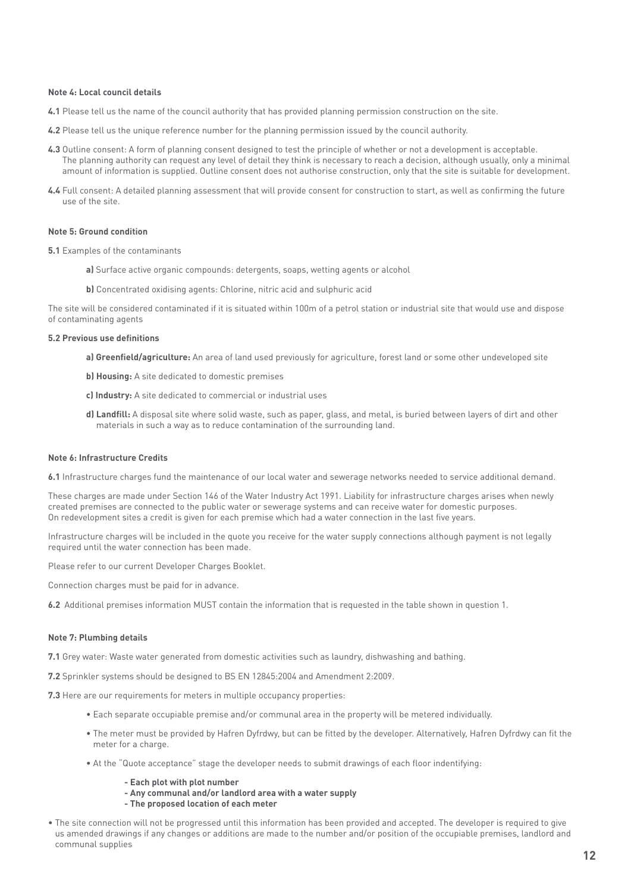**Note 4: Local council details**

**4.1** Please tell us the name of the council authority that has provided planning permission construction on the site.

**4.2** Please tell us the unique reference number for the planning permission issued by the council authority.

**4.3** Outline consent: A form of planning consent designed to test the principle of whether or not a development is acceptable. The planning authority can request any level of detail they think is necessary to reach a decision, although usually, only a minimal amount of information is supplied. Outline consent does not authorise construction, only that the site is suitable for development.

**4.4** Full consent: A detailed planning assessment that will provide consent for construction to start, as well as confirming the future use of the site.

**Note 5: Ground condition**

**5.1** Examples of the contaminants

**a)** Surface active organic compounds: detergents, soaps, wetting agents or alcohol

**b)** Concentrated oxidising agents: Chlorine, nitric acid and sulphuric acid

The site will be considered contaminated if it is situated within 100m of a petrol station or industrial site that would use and dispose of contaminating agents

**5.2 Previous use definitions**

**a) Greenfield/agriculture:** An area of land used previously for agriculture, forest land or some other undeveloped site

**b) Housing:** A site dedicated to domestic premises

**c) Industry:** A site dedicated to commercial or industrial uses

**d) Landfill:** A disposal site where solid waste, such as paper, glass, and metal, is buried between layers of dirt and other materials in such a way as to reduce contamination of the surrounding land.

**Note 6: Infrastructure Credits**

**6.1** Infrastructure charges fund the maintenance of our local water and sewerage networks needed to service additional demand.

These charges are made under Section 146 of the Water Industry Act 1991. Liability for infrastructure charges arises when newly created premises are connected to the public water or sewerage systems and can receive water for domestic purposes. On redevelopment sites a credit is given for each premise which had a water connection in the last five years.

Infrastructure charges will be included in the quote you receive for the water supply connections although payment is not legally required until the water connection has been made.

Please refer to our current Developer Charges Booklet.

Connection charges must be paid for in advance.

**6.2** Additional premises information MUST contain the information that is requested in the table shown in question 1.

**Note 7: Plumbing details**

**7.1** Grey water: Waste water generated from domestic activities such as laundry, dishwashing and bathing.

**7.2** Sprinkler systems should be designed to BS EN 12845:2004 and Amendment 2:2009.

**7.3** Here are our requirements for meters in multiple occupancy properties:

- Each separate occupiable premise and/or communal area in the property will be metered individually.
- The meter must be provided by Hafren Dyfrdwy, but can be fitted by the developer. Alternatively, Hafren Dyfrdwy can fit the meter for a charge.
- At the "Quote acceptance" stage the developer needs to submit drawings of each floor indentifying:
  - **Each plot with plot number**
  - **Any communal and/or landlord area with a water supply**
  - **The proposed location of each meter**

- The site connection will not be progressed until this information has been provided and accepted. The developer is required to give us amended drawings if any changes or additions are made to the number and/or position of the occupiable premises, landlord and communal supplies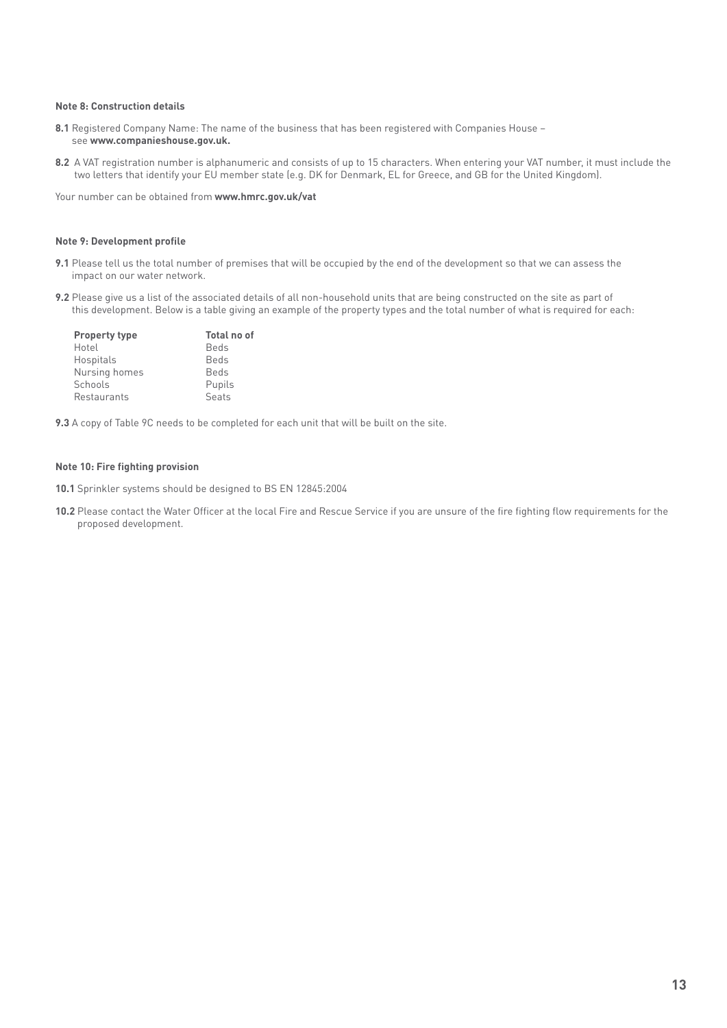**Note 8: Construction details**

**8.1** Registered Company Name: The name of the business that has been registered with Companies House – see **www.companieshouse.gov.uk.**

**8.2** A VAT registration number is alphanumeric and consists of up to 15 characters. When entering your VAT number, it must include the two letters that identify your EU member state (e.g. DK for Denmark, EL for Greece, and GB for the United Kingdom).

Your number can be obtained from **www.hmrc.gov.uk/vat**

**Note 9: Development profile**

**9.1** Please tell us the total number of premises that will be occupied by the end of the development so that we can assess the impact on our water network.

**9.2** Please give us a list of the associated details of all non-household units that are being constructed on the site as part of this development. Below is a table giving an example of the property types and the total number of what is required for each:

| Property type | Total no of |
|---|---|
| Hotel | Beds |
| Hospitals | Beds |
| Nursing homes | Beds |
| Schools | Pupils |
| Restaurants | Seats |

**9.3** A copy of Table 9C needs to be completed for each unit that will be built on the site.

**Note 10: Fire fighting provision**

**10.1** Sprinkler systems should be designed to BS EN 12845:2004

**10.2** Please contact the Water Officer at the local Fire and Rescue Service if you are unsure of the fire fighting flow requirements for the proposed development.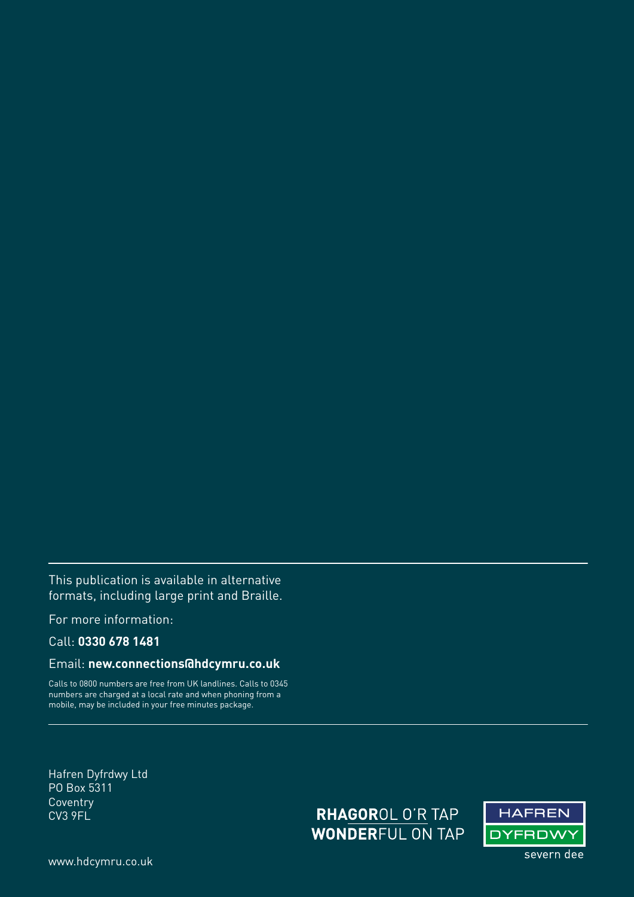This publication is available in alternative formats, including large print and Braille.

For more information:

Call: **0330 678 1481**

Email: **new.connections@hdcymru.co.uk**

Calls to 0800 numbers are free from UK landlines. Calls to 0345 numbers are charged at a local rate and when phoning from a mobile, may be included in your free minutes package.

Hafren Dyfrdwy Ltd
PO Box 5311
Coventry
CV3 9FL

www.hdcymru.co.uk

**RHAGOR**OL O'R TAP
**WONDER**FUL ON TAP

HAFREN
DYFRDWY
severn dee